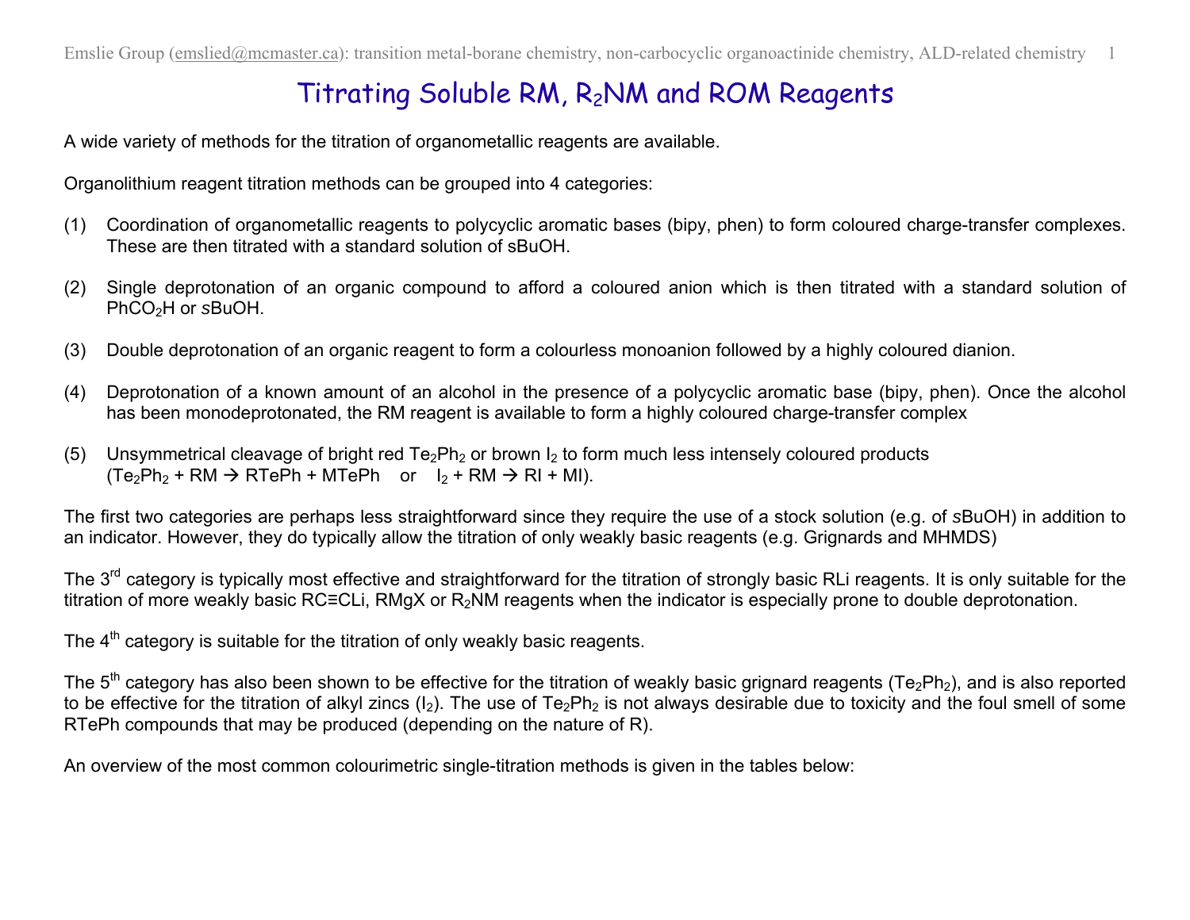# Titrating Soluble RM, $R_2NM$ and ROM Reagents

A wide variety of methods for the titration of organometallic reagents are available.

Organolithium reagent titration methods can be grouped into 4 categories:

(1) Coordination of organometallic reagents to polycyclic aromatic bases (bipy, phen) to form coloured charge-transfer complexes. These are then titrated with a standard solution of sBuOH.

(2) Single deprotonation of an organic compound to afford a coloured anion which is then titrated with a standard solution of $PhCO_2H$ or *s*BuOH.

(3) Double deprotonation of an organic reagent to form a colourless monoanion followed by a highly coloured dianion.

(4) Deprotonation of a known amount of an alcohol in the presence of a polycyclic aromatic base (bipy, phen). Once the alcohol has been monodeprotonated, the RM reagent is available to form a highly coloured charge-transfer complex

(5) Unsymmetrical cleavage of bright red $Te_2Ph_2$ or brown $I_2$ to form much less intensely coloured products ($Te_2Ph_2$ + RM → RTePh + MTePh or $I_2$ + RM → RI + MI).

The first two categories are perhaps less straightforward since they require the use of a stock solution (e.g. of *s*BuOH) in addition to an indicator. However, they do typically allow the titration of only weakly basic reagents (e.g. Grignards and MHMDS)

The 3rd category is typically most effective and straightforward for the titration of strongly basic RLi reagents. It is only suitable for the titration of more weakly basic RC≡CLi, RMgX or $R_2NM$ reagents when the indicator is especially prone to double deprotonation.

The 4th category is suitable for the titration of only weakly basic reagents.

The 5th category has also been shown to be effective for the titration of weakly basic grignard reagents ($Te_2Ph_2$), and is also reported to be effective for the titration of alkyl zincs ($I_2$). The use of $Te_2Ph_2$ is not always desirable due to toxicity and the foul smell of some RTePh compounds that may be produced (depending on the nature of R).

An overview of the most common colourimetric single-titration methods is given in the tables below: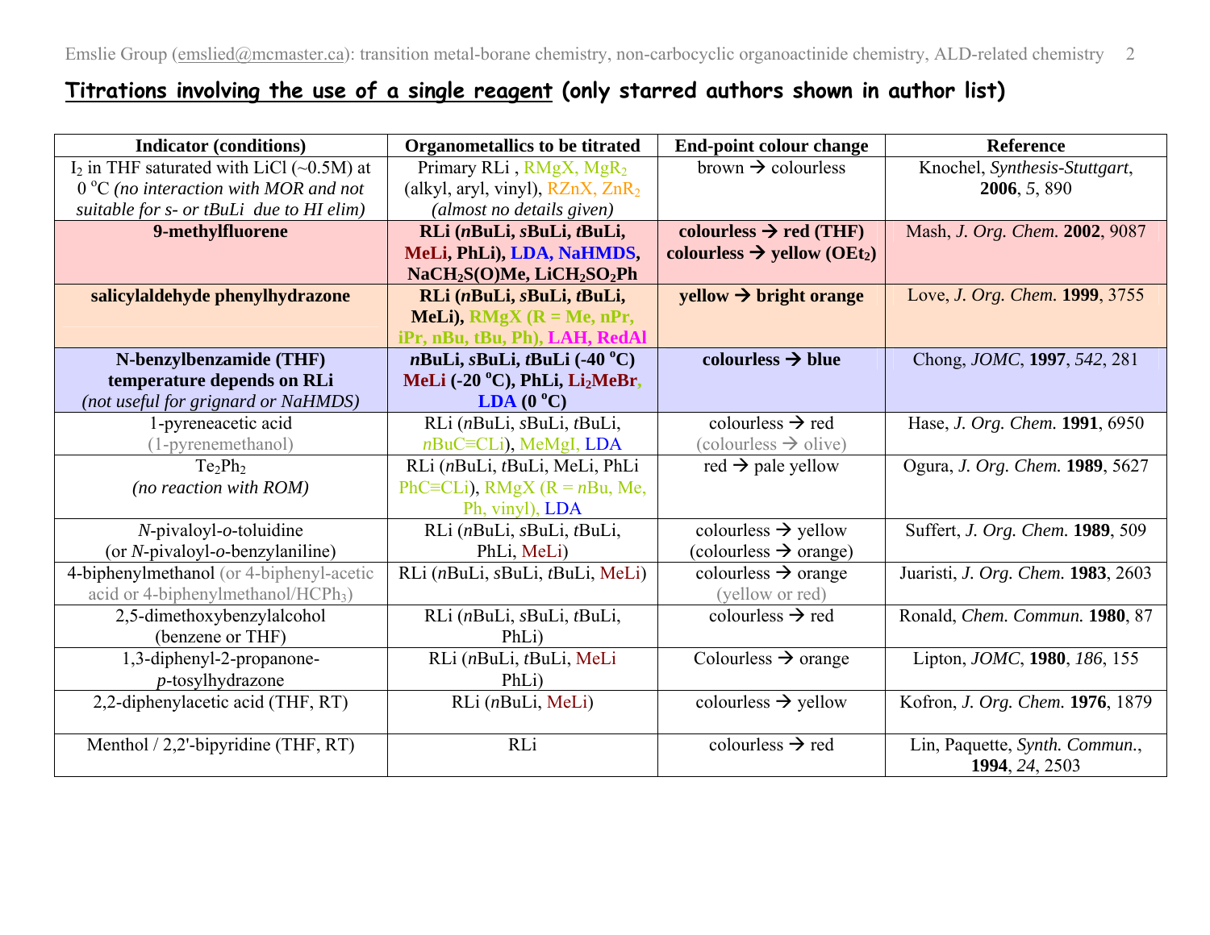## <u>Titrations involving the use of a single reagent</u> (only starred authors shown in author list)

| Indicator (conditions) | Organometallics to be titrated | End-point colour change | Reference |
|---|---|---|---|
| $I_2$ in THF saturated with LiCl (~0.5M) at 0 °C *(no interaction with MOR and not suitable for s- or tBuLi due to HI elim)* | Primary RLi , RMgX, $MgR_2$ (alkyl, aryl, vinyl), RZnX, $ZnR_2$ *(almost no details given)* | brown → colourless | Knochel, *Synthesis-Stuttgart*, **2006**, *5*, 890 |
| **9-methylfluorene** | **RLi (*n*BuLi, *s*BuLi, *t*BuLi, MeLi, PhLi), LDA, NaHMDS, $NaCH_2S(O)Me$, $LiCH_2SO_2Ph$** | **colourless → red (THF) colourless → yellow ($OEt_2$)** | Mash, *J. Org. Chem.* **2002**, 9087 |
| **salicylaldehyde phenylhydrazone** | **RLi (*n*BuLi, *s*BuLi, *t*BuLi, MeLi), RMgX (R = Me, nPr, iPr, nBu, tBu, Ph), LAH, RedAl** | **yellow → bright orange** | Love, *J. Org. Chem.* **1999**, 3755 |
| **N-benzylbenzamide (THF) temperature depends on RLi** *(not useful for grignard or NaHMDS)* | ***n*BuLi, *s*BuLi, *t*BuLi (-40 °C) MeLi (-20 °C), PhLi, $Li_2MeBr$, LDA (0 °C)** | **colourless → blue** | Chong, *JOMC*, **1997**, *542*, 281 |
| 1-pyreneacetic acid (1-pyrenemethanol) | RLi (*n*BuLi, *s*BuLi, *t*BuLi, *n*BuC≡CLi), MeMgI, LDA | colourless → red (colourless → olive) | Hase, *J. Org. Chem.* **1991**, 6950 |
| $Te_2Ph_2$ *(no reaction with ROM)* | RLi (*n*BuLi, *t*BuLi, MeLi, PhLi PhC≡CLi), RMgX (R = *n*Bu, Me, Ph, vinyl), LDA | red → pale yellow | Ogura, *J. Org. Chem.* **1989**, 5627 |
| *N*-pivaloyl-*o*-toluidine (or *N*-pivaloyl-*o*-benzylaniline) | RLi (*n*BuLi, *s*BuLi, *t*BuLi, PhLi, MeLi) | colourless → yellow (colourless → orange) | Suffert, *J. Org. Chem.* **1989**, 509 |
| 4-biphenylmethanol (or 4-biphenyl-acetic acid or 4-biphenylmethanol/$HCPh_3$) | RLi (*n*BuLi, *s*BuLi, *t*BuLi, MeLi) | colourless → orange (yellow or red) | Juaristi, *J. Org. Chem.* **1983**, 2603 |
| 2,5-dimethoxybenzylalcohol (benzene or THF) | RLi (*n*BuLi, *s*BuLi, *t*BuLi, PhLi) | colourless → red | Ronald, *Chem. Commun.* **1980**, 87 |
| 1,3-diphenyl-2-propanone-*p*-tosylhydrazone | RLi (*n*BuLi, *t*BuLi, MeLi PhLi) | Colourless → orange | Lipton, *JOMC*, **1980**, *186*, 155 |
| 2,2-diphenylacetic acid (THF, RT) | RLi (*n*BuLi, MeLi) | colourless → yellow | Kofron, *J. Org. Chem.* **1976**, 1879 |
| Menthol / 2,2'-bipyridine (THF, RT) | RLi | colourless → red | Lin, Paquette, *Synth. Commun.*, **1994**, *24*, 2503 |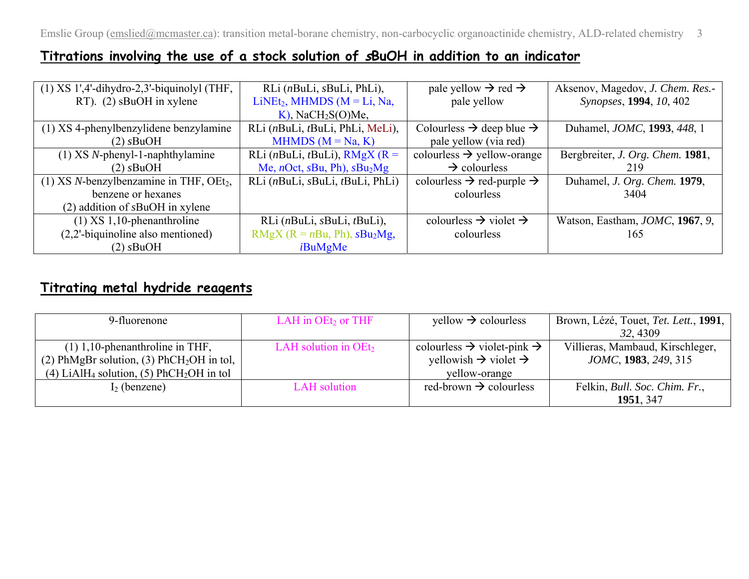## Titrations involving the use of a stock solution of *s*BuOH in addition to an indicator

| | | | |
|---|---|---|---|
| (1) XS 1',4'-dihydro-2,3'-biquinolyl (THF, RT). (2) sBuOH in xylene | RLi (*n*BuLi, *s*BuLi, PhLi), $LiNEt_2$, MHMDS (M = Li, Na, K), $NaCH_2S(O)Me$, | pale yellow → red → pale yellow | Aksenov, Magedov, *J. Chem. Res.-Synopses*, **1994**, *10*, 402 |
| (1) XS 4-phenylbenzylidene benzylamine (2) *s*BuOH | RLi (*n*BuLi, *t*BuLi, PhLi, MeLi), MHMDS (M = Na, K) | Colourless → deep blue → pale yellow (via red) | Duhamel, *JOMC*, **1993**, *448*, 1 |
| (1) XS *N*-phenyl-1-naphthylamine (2) *s*BuOH | RLi (*n*BuLi, *t*BuLi), RMgX (R = Me, *n*Oct, *s*Bu, Ph), $sBu_2Mg$ | colourless → yellow-orange → colourless | Bergbreiter, *J. Org. Chem.* **1981**, 219 |
| (1) XS *N*-benzylbenzamine in THF, $OEt_2$, benzene or hexanes (2) addition of *s*BuOH in xylene | RLi (*n*BuLi, *s*BuLi, *t*BuLi, PhLi) | colourless → red-purple → colourless | Duhamel, *J. Org. Chem.* **1979**, 3404 |
| (1) XS 1,10-phenanthroline (2,2'-biquinoline also mentioned) (2) *s*BuOH | RLi (*n*BuLi, *s*BuLi, *t*BuLi), RMgX (R = *n*Bu, Ph), $sBu_2Mg$, *i*BuMgMe | colourless → violet → colourless | Watson, Eastham, *JOMC*, **1967**, *9*, 165 |

## Titrating metal hydride reagents

| | | | |
|---|---|---|---|
| 9-fluorenone | LAH in $OEt_2$ or THF | yellow → colourless | Brown, Lézé, Touet, *Tet. Lett.*, **1991**, *32*, 4309 |
| (1) 1,10-phenanthroline in THF, (2) PhMgBr solution, (3) $PhCH_2OH$ in tol, (4) $LiAlH_4$ solution, (5) $PhCH_2OH$ in tol | LAH solution in $OEt_2$ | colourless → violet-pink → yellowish → violet → yellow-orange | Villieras, Mambaud, Kirschleger, *JOMC*, **1983**, *249*, 315 |
| $I_2$ (benzene) | LAH solution | red-brown → colourless | Felkin, *Bull. Soc. Chim. Fr.*, **1951**, 347 |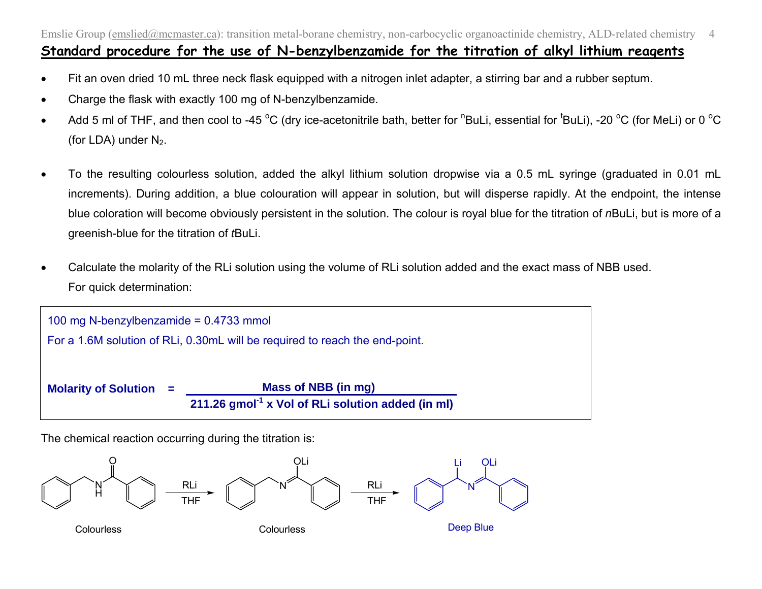## Standard procedure for the use of N-benzylbenzamide for the titration of alkyl lithium reagents

- Fit an oven dried 10 mL three neck flask equipped with a nitrogen inlet adapter, a stirring bar and a rubber septum.
- Charge the flask with exactly 100 mg of N-benzylbenzamide.
- Add 5 ml of THF, and then cool to -45 °C (dry ice-acetonitrile bath, better for $^{n}$BuLi, essential for $^{t}$BuLi), -20 °C (for MeLi) or 0 °C (for LDA) under $N_2$.
- To the resulting colourless solution, added the alkyl lithium solution dropwise via a 0.5 mL syringe (graduated in 0.01 mL increments). During addition, a blue colouration will appear in solution, but will disperse rapidly. At the endpoint, the intense blue coloration will become obviously persistent in the solution. The colour is royal blue for the titration of *n*BuLi, but is more of a greenish-blue for the titration of *t*BuLi.
- Calculate the molarity of the RLi solution using the volume of RLi solution added and the exact mass of NBB used.
  For quick determination:

100 mg N-benzylbenzamide = 0.4733 mmol

For a 1.6M solution of RLi, 0.30mL will be required to reach the end-point.

$$\textbf{Molarity of Solution} = \frac{\textbf{Mass of NBB (in mg)}}{\textbf{211.26 gmol}^{-1}\textbf{ x Vol of RLi solution added (in ml)}}$$

The chemical reaction occurring during the titration is:

N-benzylbenzamide (Colourless) —RLi, THF→ lithium imidate (Colourless) —RLi, THF→ dilithiated species (Deep Blue)